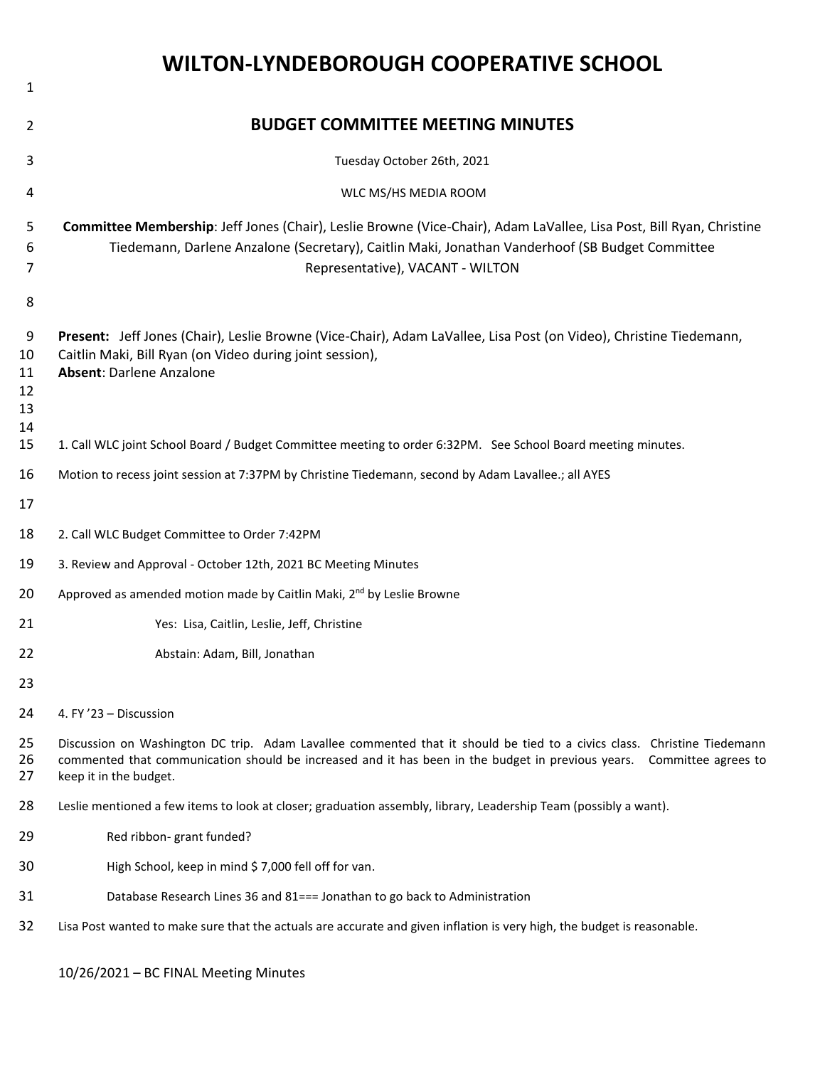# WILTON-LYNDEBOROUGH COOPERATIVE SCHOOL

## BUDGET COMMITTEE MEETING MINUTES

Tuesday October 26th, 2021

WLC MS/HS MEDIA ROOM

**Committee Membership**: Jeff Jones (Chair), Leslie Browne (Vice-Chair), Adam LaVallee, Lisa Post, Bill Ryan, Christine Tiedemann, Darlene Anzalone (Secretary), Caitlin Maki, Jonathan Vanderhoof (SB Budget Committee Representative), VACANT - WILTON

**Present:** Jeff Jones (Chair), Leslie Browne (Vice-Chair), Adam LaVallee, Lisa Post (on Video), Christine Tiedemann, Caitlin Maki, Bill Ryan (on Video during joint session),
**Absent**: Darlene Anzalone

1. Call WLC joint School Board / Budget Committee meeting to order 6:32PM. See School Board meeting minutes.

Motion to recess joint session at 7:37PM by Christine Tiedemann, second by Adam Lavallee.; all AYES

2. Call WLC Budget Committee to Order 7:42PM

3. Review and Approval - October 12th, 2021 BC Meeting Minutes

Approved as amended motion made by Caitlin Maki, 2nd by Leslie Browne

Yes: Lisa, Caitlin, Leslie, Jeff, Christine

Abstain: Adam, Bill, Jonathan

4. FY '23 – Discussion

Discussion on Washington DC trip. Adam Lavallee commented that it should be tied to a civics class. Christine Tiedemann commented that communication should be increased and it has been in the budget in previous years. Committee agrees to keep it in the budget.

Leslie mentioned a few items to look at closer; graduation assembly, library, Leadership Team (possibly a want).

Red ribbon- grant funded?

High School, keep in mind $ 7,000 fell off for van.

Database Research Lines 36 and 81=== Jonathan to go back to Administration

Lisa Post wanted to make sure that the actuals are accurate and given inflation is very high, the budget is reasonable.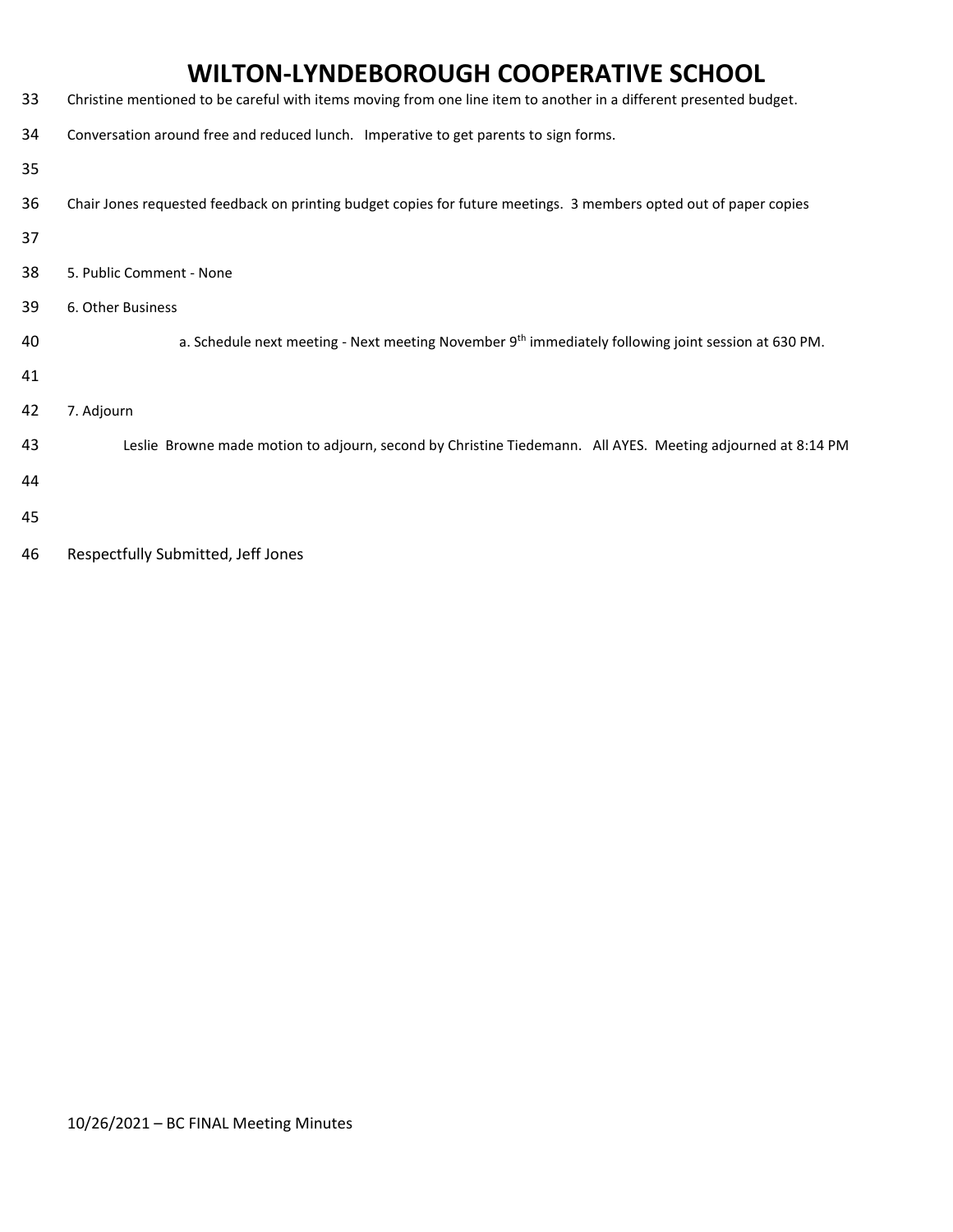# WILTON-LYNDEBOROUGH COOPERATIVE SCHOOL

Christine mentioned to be careful with items moving from one line item to another in a different presented budget.

Conversation around free and reduced lunch. Imperative to get parents to sign forms.

Chair Jones requested feedback on printing budget copies for future meetings. 3 members opted out of paper copies

5. Public Comment - None

6. Other Business

   a. Schedule next meeting - Next meeting November 9th immediately following joint session at 630 PM.

7. Adjourn

   Leslie Browne made motion to adjourn, second by Christine Tiedemann. All AYES. Meeting adjourned at 8:14 PM

Respectfully Submitted, Jeff Jones

10/26/2021 – BC FINAL Meeting Minutes